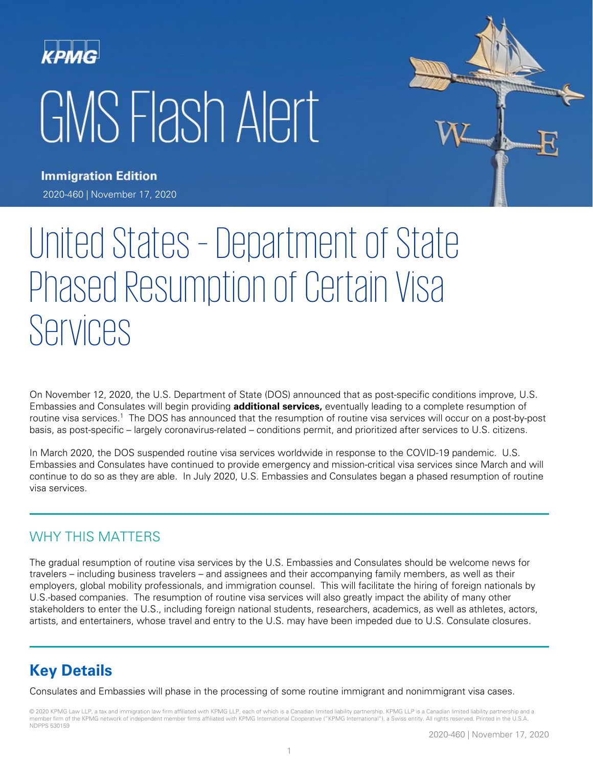KPMG

# GMS Flash Alert

**Immigration Edition**

2020-460 | November 17, 2020

# United States – Department of State Phased Resumption of Certain Visa Services

On November 12, 2020, the U.S. Department of State (DOS) announced that as post-specific conditions improve, U.S. Embassies and Consulates will begin providing **additional services,** eventually leading to a complete resumption of routine visa services.[1] The DOS has announced that the resumption of routine visa services will occur on a post-by-post basis, as post-specific – largely coronavirus-related – conditions permit, and prioritized after services to U.S. citizens.

In March 2020, the DOS suspended routine visa services worldwide in response to the COVID-19 pandemic. U.S. Embassies and Consulates have continued to provide emergency and mission-critical visa services since March and will continue to do so as they are able. In July 2020, U.S. Embassies and Consulates began a phased resumption of routine visa services.

## WHY THIS MATTERS

The gradual resumption of routine visa services by the U.S. Embassies and Consulates should be welcome news for travelers – including business travelers – and assignees and their accompanying family members, as well as their employers, global mobility professionals, and immigration counsel. This will facilitate the hiring of foreign nationals by U.S.-based companies. The resumption of routine visa services will also greatly impact the ability of many other stakeholders to enter the U.S., including foreign national students, researchers, academics, as well as athletes, actors, artists, and entertainers, whose travel and entry to the U.S. may have been impeded due to U.S. Consulate closures.

## Key Details

Consulates and Embassies will phase in the processing of some routine immigrant and nonimmigrant visa cases.

© 2020 KPMG Law LLP, a tax and immigration law firm affiliated with KPMG LLP, each of which is a Canadian limited liability partnership. KPMG LLP is a Canadian limited liability partnership and a member firm of the KPMG network of independent member firms affiliated with KPMG International Cooperative ("KPMG International"), a Swiss entity. All rights reserved. Printed in the U.S.A. NDPPS 530159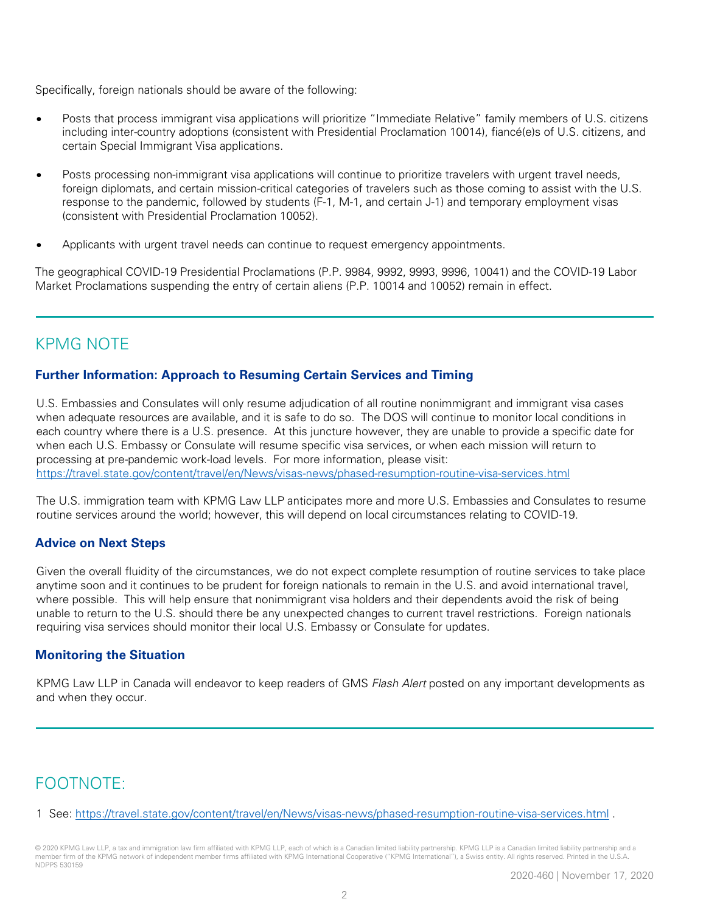Specifically, foreign nationals should be aware of the following:

- Posts that process immigrant visa applications will prioritize "Immediate Relative" family members of U.S. citizens including inter-country adoptions (consistent with Presidential Proclamation 10014), fiancé(e)s of U.S. citizens, and certain Special Immigrant Visa applications.
- Posts processing non-immigrant visa applications will continue to prioritize travelers with urgent travel needs, foreign diplomats, and certain mission-critical categories of travelers such as those coming to assist with the U.S. response to the pandemic, followed by students (F-1, M-1, and certain J-1) and temporary employment visas (consistent with Presidential Proclamation 10052).
- Applicants with urgent travel needs can continue to request emergency appointments.

The geographical COVID-19 Presidential Proclamations (P.P. 9984, 9992, 9993, 9996, 10041) and the COVID-19 Labor Market Proclamations suspending the entry of certain aliens (P.P. 10014 and 10052) remain in effect.

## KPMG NOTE

### Further Information: Approach to Resuming Certain Services and Timing

U.S. Embassies and Consulates will only resume adjudication of all routine nonimmigrant and immigrant visa cases when adequate resources are available, and it is safe to do so. The DOS will continue to monitor local conditions in each country where there is a U.S. presence. At this juncture however, they are unable to provide a specific date for when each U.S. Embassy or Consulate will resume specific visa services, or when each mission will return to processing at pre-pandemic work-load levels. For more information, please visit: https://travel.state.gov/content/travel/en/News/visas-news/phased-resumption-routine-visa-services.html

The U.S. immigration team with KPMG Law LLP anticipates more and more U.S. Embassies and Consulates to resume routine services around the world; however, this will depend on local circumstances relating to COVID-19.

### Advice on Next Steps

Given the overall fluidity of the circumstances, we do not expect complete resumption of routine services to take place anytime soon and it continues to be prudent for foreign nationals to remain in the U.S. and avoid international travel, where possible. This will help ensure that nonimmigrant visa holders and their dependents avoid the risk of being unable to return to the U.S. should there be any unexpected changes to current travel restrictions. Foreign nationals requiring visa services should monitor their local U.S. Embassy or Consulate for updates.

### Monitoring the Situation

KPMG Law LLP in Canada will endeavor to keep readers of GMS *Flash Alert* posted on any important developments as and when they occur.

## FOOTNOTE:

1 See: https://travel.state.gov/content/travel/en/News/visas-news/phased-resumption-routine-visa-services.html .

© 2020 KPMG Law LLP, a tax and immigration law firm affiliated with KPMG LLP, each of which is a Canadian limited liability partnership. KPMG LLP is a Canadian limited liability partnership and a member firm of the KPMG network of independent member firms affiliated with KPMG International Cooperative ("KPMG International"), a Swiss entity. All rights reserved. Printed in the U.S.A. NDPPS 530159

2020-460 | November 17, 2020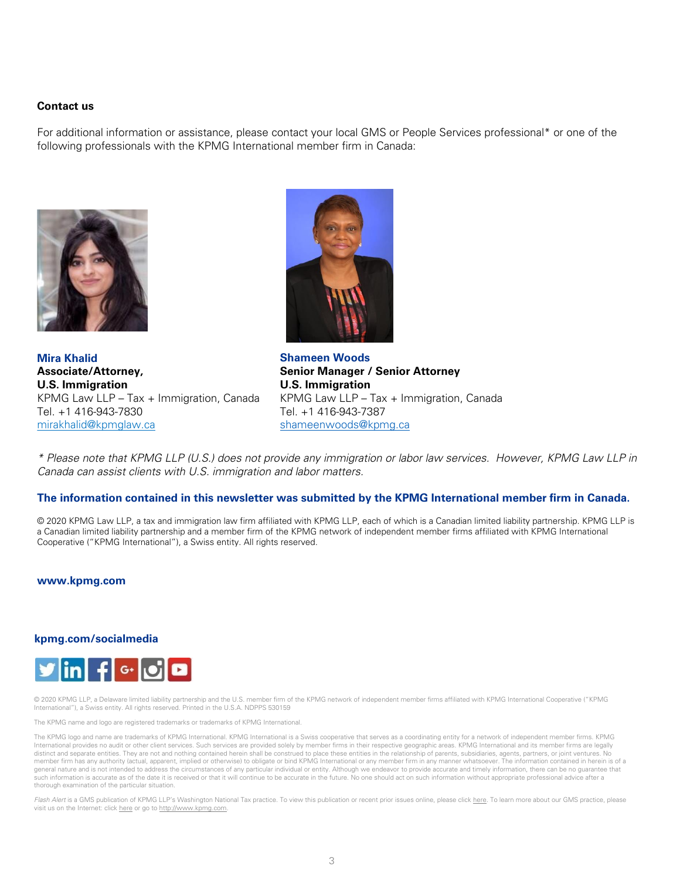**Contact us**

For additional information or assistance, please contact your local GMS or People Services professional* or one of the following professionals with the KPMG International member firm in Canada:

**Mira Khalid**
**Associate/Attorney,**
**U.S. Immigration**
KPMG Law LLP – Tax + Immigration, Canada
Tel. +1 416-943-7830
mirakhalid@kpmglaw.ca

**Shameen Woods**
**Senior Manager / Senior Attorney**
**U.S. Immigration**
KPMG Law LLP – Tax + Immigration, Canada
Tel. +1 416-943-7387
shameenwoods@kpmg.ca

*\* Please note that KPMG LLP (U.S.) does not provide any immigration or labor law services. However, KPMG Law LLP in Canada can assist clients with U.S. immigration and labor matters.*

**The information contained in this newsletter was submitted by the KPMG International member firm in Canada.**

© 2020 KPMG Law LLP, a tax and immigration law firm affiliated with KPMG LLP, each of which is a Canadian limited liability partnership. KPMG LLP is a Canadian limited liability partnership and a member firm of the KPMG network of independent member firms affiliated with KPMG International Cooperative ("KPMG International"), a Swiss entity. All rights reserved.

**www.kpmg.com**

**kpmg.com/socialmedia**

© 2020 KPMG LLP, a Delaware limited liability partnership and the U.S. member firm of the KPMG network of independent member firms affiliated with KPMG International Cooperative ("KPMG International"), a Swiss entity. All rights reserved. Printed in the U.S.A. NDPPS 530159

The KPMG name and logo are registered trademarks or trademarks of KPMG International.

The KPMG logo and name are trademarks of KPMG International. KPMG International is a Swiss cooperative that serves as a coordinating entity for a network of independent member firms. KPMG International provides no audit or other client services. Such services are provided solely by member firms in their respective geographic areas. KPMG International and its member firms are legally distinct and separate entities. They are not and nothing contained herein shall be construed to place these entities in the relationship of parents, subsidiaries, agents, partners, or joint ventures. No member firm has any authority (actual, apparent, implied or otherwise) to obligate or bind KPMG International or any member firm in any manner whatsoever. The information contained in herein is of a general nature and is not intended to address the circumstances of any particular individual or entity. Although we endeavor to provide accurate and timely information, there can be no guarantee that such information is accurate as of the date it is received or that it will continue to be accurate in the future. No one should act on such information without appropriate professional advice after a thorough examination of the particular situation.

*Flash Alert* is a GMS publication of KPMG LLP's Washington National Tax practice. To view this publication or recent prior issues online, please click here. To learn more about our GMS practice, please visit us on the Internet: click here or go to http://www.kpmg.com.